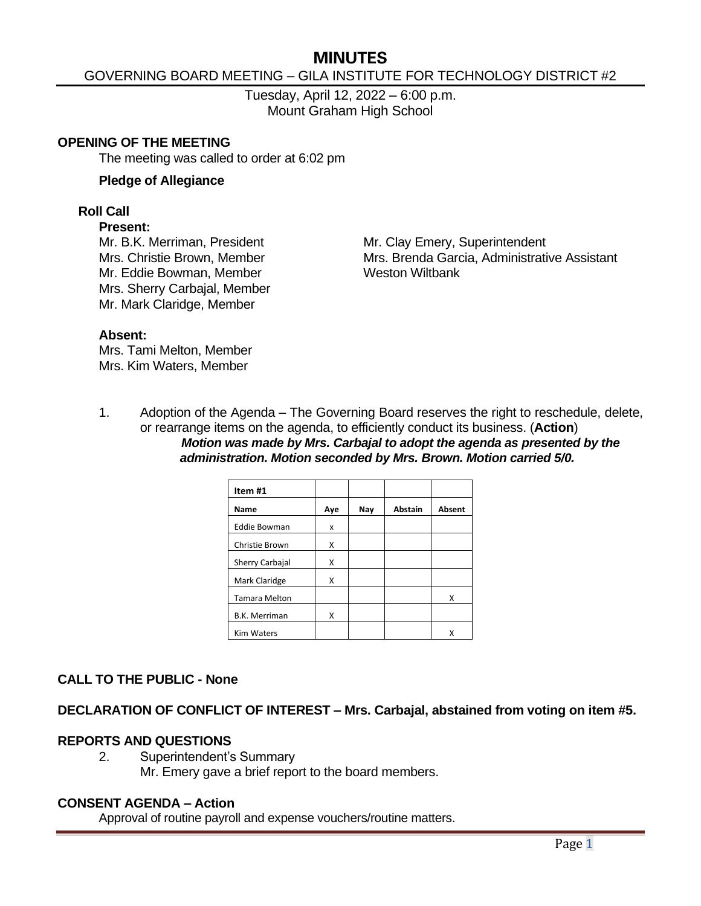# MINUTES

GOVERNING BOARD MEETING – GILA INSTITUTE FOR TECHNOLOGY DISTRICT #2

Tuesday, April 12, 2022 – 6:00 p.m.
Mount Graham High School

## OPENING OF THE MEETING

The meeting was called to order at 6:02 pm

**Pledge of Allegiance**

### Roll Call

**Present:**

Mr. B.K. Merriman, President
Mrs. Christie Brown, Member
Mr. Eddie Bowman, Member
Mrs. Sherry Carbajal, Member
Mr. Mark Claridge, Member

Mr. Clay Emery, Superintendent
Mrs. Brenda Garcia, Administrative Assistant
Weston Wiltbank

**Absent:**

Mrs. Tami Melton, Member
Mrs. Kim Waters, Member

1. Adoption of the Agenda – The Governing Board reserves the right to reschedule, delete, or rearrange items on the agenda, to efficiently conduct its business. (**Action**)
   ***Motion was made by Mrs. Carbajal to adopt the agenda as presented by the administration. Motion seconded by Mrs. Brown. Motion carried 5/0.***

| Item #1 | | | | |
|---|---|---|---|---|
| **Name** | **Aye** | **Nay** | **Abstain** | **Absent** |
| Eddie Bowman | x | | | |
| Christie Brown | X | | | |
| Sherry Carbajal | X | | | |
| Mark Claridge | X | | | |
| Tamara Melton | | | | X |
| B.K. Merriman | X | | | |
| Kim Waters | | | | X |

## CALL TO THE PUBLIC - None

## DECLARATION OF CONFLICT OF INTEREST – Mrs. Carbajal, abstained from voting on item #5.

## REPORTS AND QUESTIONS

2. Superintendent's Summary
   Mr. Emery gave a brief report to the board members.

## CONSENT AGENDA – Action

Approval of routine payroll and expense vouchers/routine matters.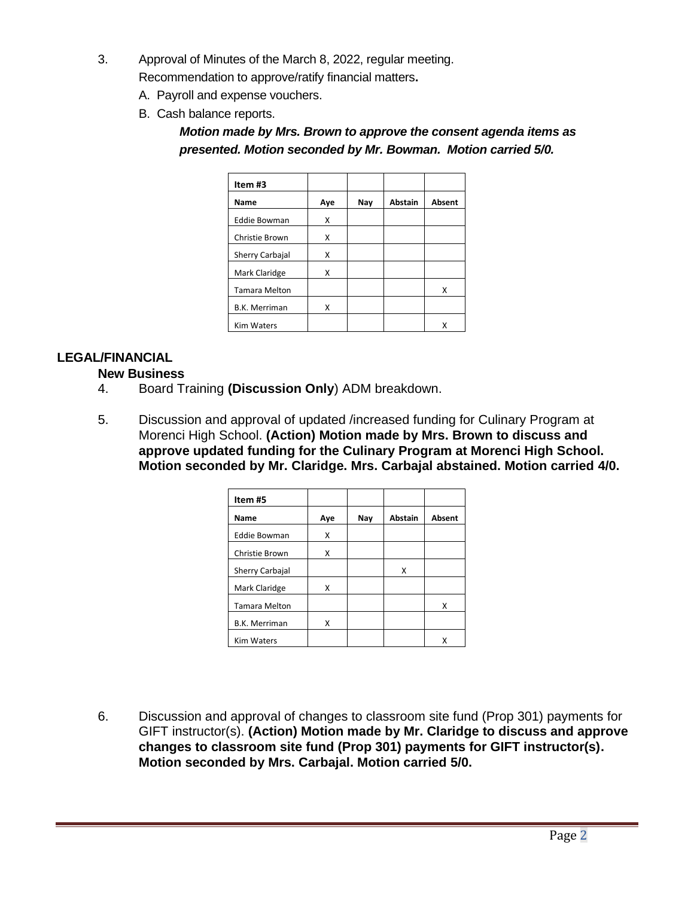3. Approval of Minutes of the March 8, 2022, regular meeting.
   Recommendation to approve/ratify financial matters**.**
   A. Payroll and expense vouchers.
   B. Cash balance reports.

   ***Motion made by Mrs. Brown to approve the consent agenda items as presented. Motion seconded by Mr. Bowman. Motion carried 5/0.***

| Item #3 | | | | |
|---|---|---|---|---|
| **Name** | **Aye** | **Nay** | **Abstain** | **Absent** |
| Eddie Bowman | X | | | |
| Christie Brown | X | | | |
| Sherry Carbajal | X | | | |
| Mark Claridge | X | | | |
| Tamara Melton | | | | X |
| B.K. Merriman | X | | | |
| Kim Waters | | | | X |

## LEGAL/FINANCIAL

### New Business

4. Board Training **(Discussion Only**) ADM breakdown.

5. Discussion and approval of updated /increased funding for Culinary Program at Morenci High School. **(Action) Motion made by Mrs. Brown to discuss and approve updated funding for the Culinary Program at Morenci High School. Motion seconded by Mr. Claridge. Mrs. Carbajal abstained. Motion carried 4/0.**

| Item #5 | | | | |
|---|---|---|---|---|
| **Name** | **Aye** | **Nay** | **Abstain** | **Absent** |
| Eddie Bowman | X | | | |
| Christie Brown | X | | | |
| Sherry Carbajal | | | X | |
| Mark Claridge | X | | | |
| Tamara Melton | | | | X |
| B.K. Merriman | X | | | |
| Kim Waters | | | | X |

6. Discussion and approval of changes to classroom site fund (Prop 301) payments for GIFT instructor(s). **(Action) Motion made by Mr. Claridge to discuss and approve changes to classroom site fund (Prop 301) payments for GIFT instructor(s). Motion seconded by Mrs. Carbajal. Motion carried 5/0.**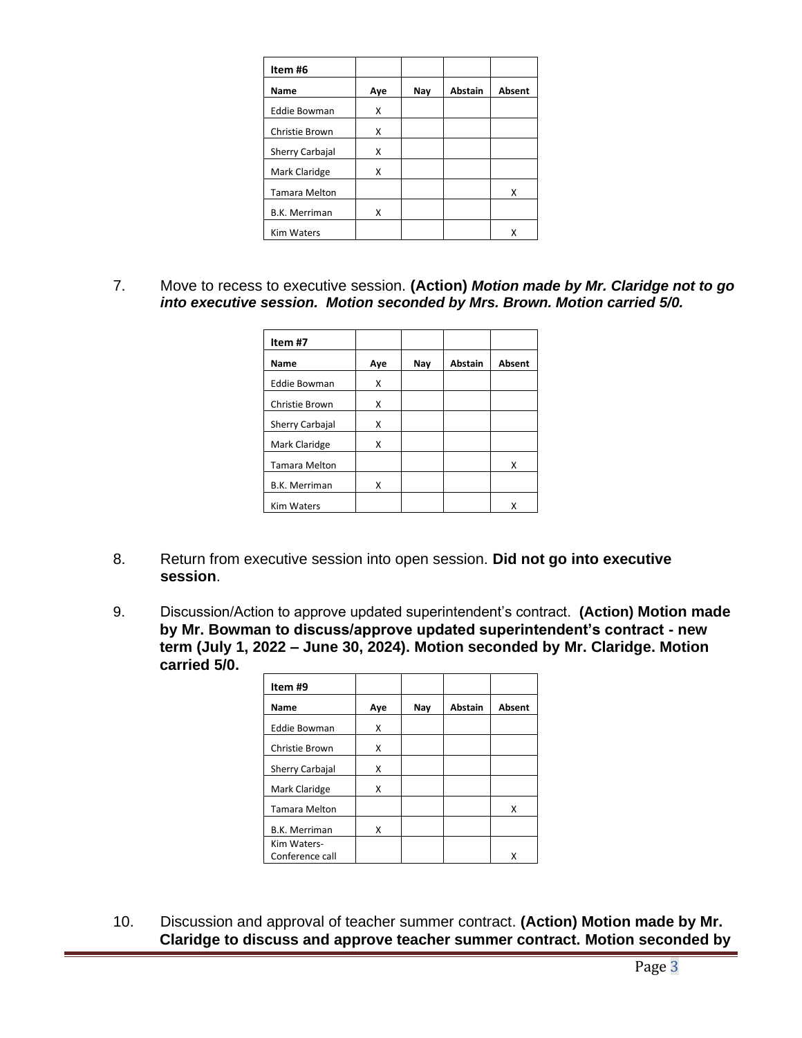| Item #6 | | | | |
|---|---|---|---|---|
| **Name** | **Aye** | **Nay** | **Abstain** | **Absent** |
| Eddie Bowman | X | | | |
| Christie Brown | X | | | |
| Sherry Carbajal | X | | | |
| Mark Claridge | X | | | |
| Tamara Melton | | | | X |
| B.K. Merriman | X | | | |
| Kim Waters | | | | X |

7. Move to recess to executive session. **(Action)** ***Motion made by Mr. Claridge not to go into executive session. Motion seconded by Mrs. Brown. Motion carried 5/0.***

| Item #7 | | | | |
|---|---|---|---|---|
| **Name** | **Aye** | **Nay** | **Abstain** | **Absent** |
| Eddie Bowman | X | | | |
| Christie Brown | X | | | |
| Sherry Carbajal | X | | | |
| Mark Claridge | X | | | |
| Tamara Melton | | | | X |
| B.K. Merriman | X | | | |
| Kim Waters | | | | X |

8. Return from executive session into open session. **Did not go into executive session**.

9. Discussion/Action to approve updated superintendent's contract. **(Action) Motion made by Mr. Bowman to discuss/approve updated superintendent's contract - new term (July 1, 2022 – June 30, 2024). Motion seconded by Mr. Claridge. Motion carried 5/0.**

| Item #9 | | | | |
|---|---|---|---|---|
| **Name** | **Aye** | **Nay** | **Abstain** | **Absent** |
| Eddie Bowman | X | | | |
| Christie Brown | X | | | |
| Sherry Carbajal | X | | | |
| Mark Claridge | X | | | |
| Tamara Melton | | | | X |
| B.K. Merriman | X | | | |
| Kim Waters-Conference call | | | | X |

10. Discussion and approval of teacher summer contract. **(Action) Motion made by Mr. Claridge to discuss and approve teacher summer contract. Motion seconded by**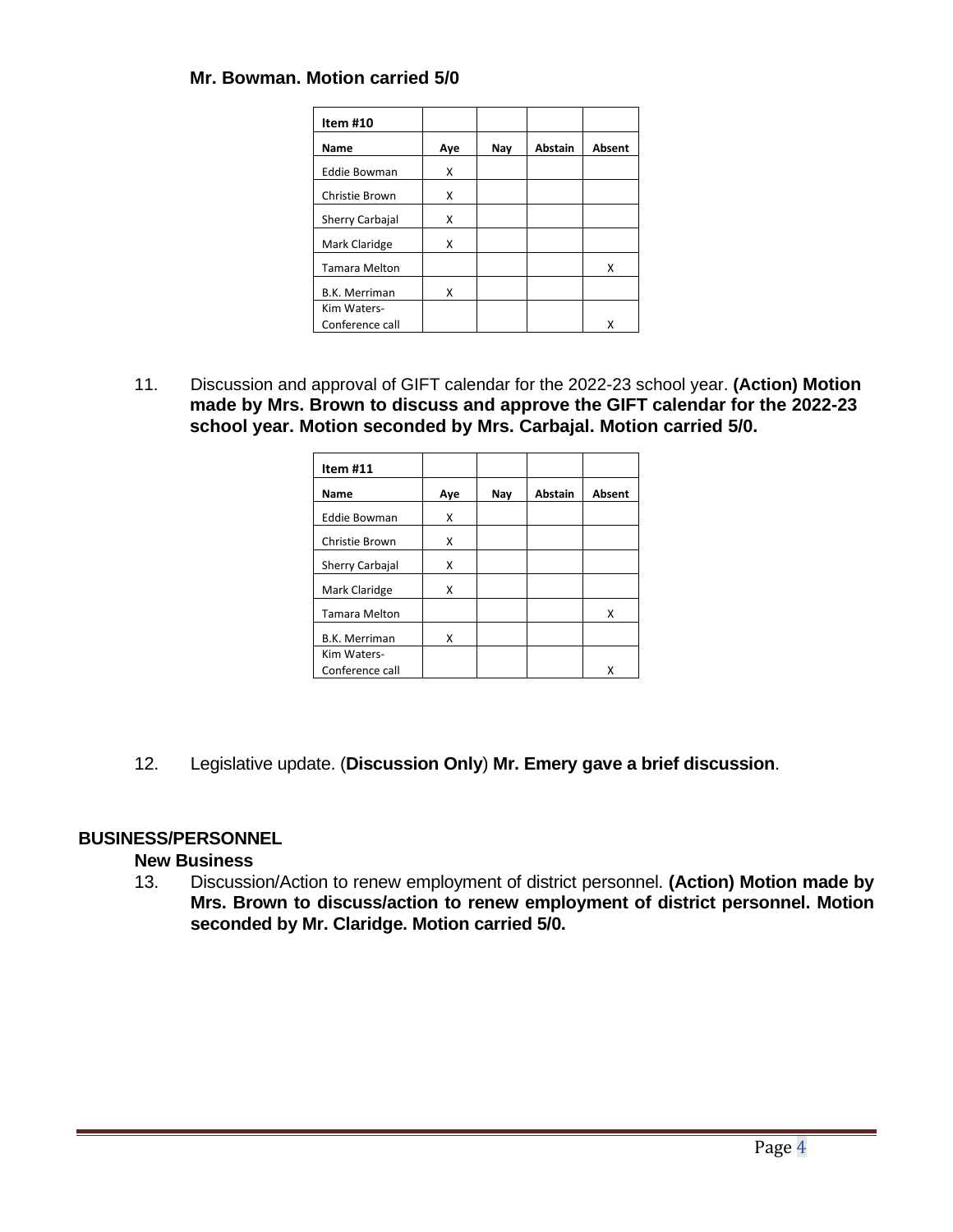**Mr. Bowman. Motion carried 5/0**

| Item #10 | | | | |
|---|---|---|---|---|
| **Name** | **Aye** | **Nay** | **Abstain** | **Absent** |
| Eddie Bowman | X | | | |
| Christie Brown | X | | | |
| Sherry Carbajal | X | | | |
| Mark Claridge | X | | | |
| Tamara Melton | | | | X |
| B.K. Merriman | X | | | |
| Kim Waters-Conference call | | | | X |

11. Discussion and approval of GIFT calendar for the 2022-23 school year. **(Action) Motion made by Mrs. Brown to discuss and approve the GIFT calendar for the 2022-23 school year. Motion seconded by Mrs. Carbajal. Motion carried 5/0.**

| Item #11 | | | | |
|---|---|---|---|---|
| **Name** | **Aye** | **Nay** | **Abstain** | **Absent** |
| Eddie Bowman | X | | | |
| Christie Brown | X | | | |
| Sherry Carbajal | X | | | |
| Mark Claridge | X | | | |
| Tamara Melton | | | | X |
| B.K. Merriman | X | | | |
| Kim Waters-Conference call | | | | X |

12. Legislative update. (**Discussion Only**) **Mr. Emery gave a brief discussion**.

## BUSINESS/PERSONNEL

### New Business

13. Discussion/Action to renew employment of district personnel. **(Action) Motion made by Mrs. Brown to discuss/action to renew employment of district personnel. Motion seconded by Mr. Claridge. Motion carried 5/0.**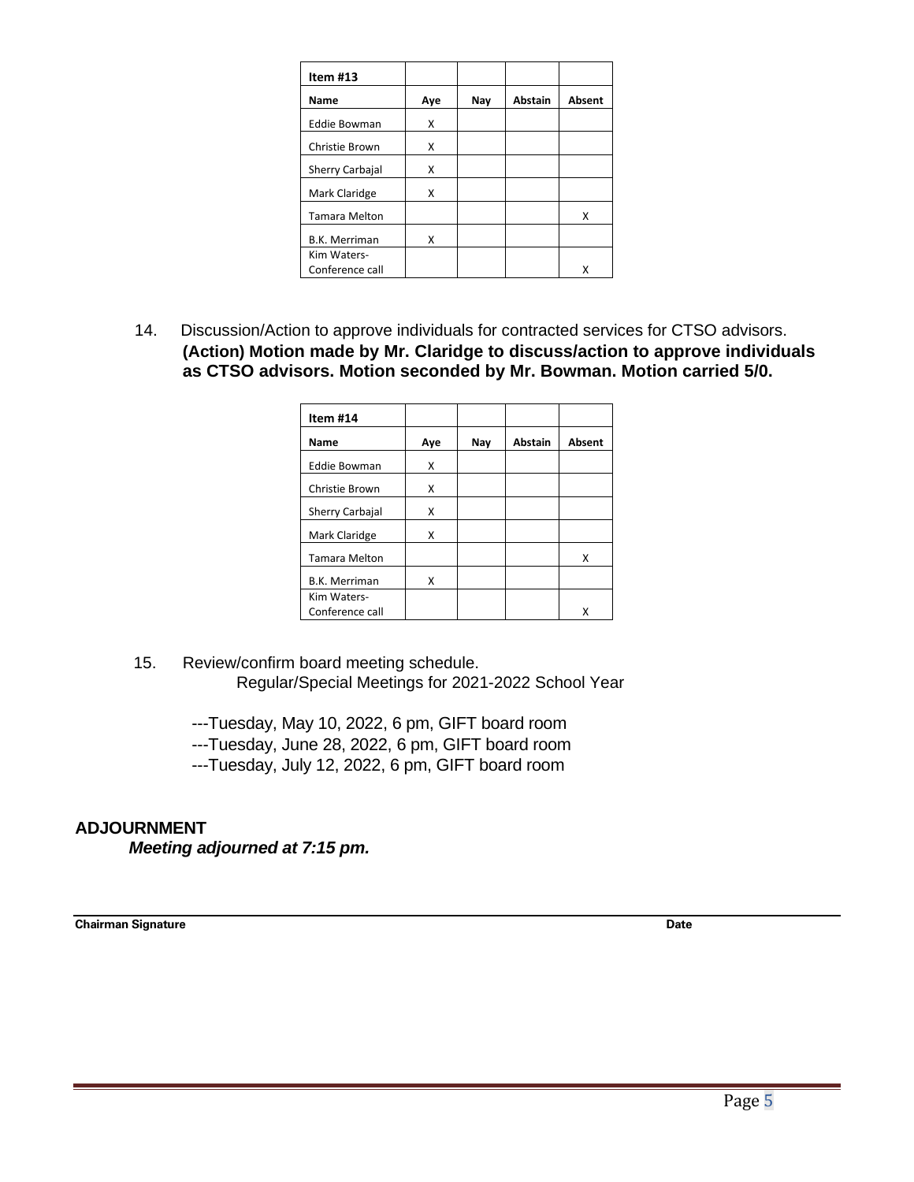| Item #13 | | | | |
|---|---|---|---|---|
| **Name** | **Aye** | **Nay** | **Abstain** | **Absent** |
| Eddie Bowman | X | | | |
| Christie Brown | X | | | |
| Sherry Carbajal | X | | | |
| Mark Claridge | X | | | |
| Tamara Melton | | | | X |
| B.K. Merriman | X | | | |
| Kim Waters-Conference call | | | | X |

14. Discussion/Action to approve individuals for contracted services for CTSO advisors.
    **(Action) Motion made by Mr. Claridge to discuss/action to approve individuals as CTSO advisors. Motion seconded by Mr. Bowman. Motion carried 5/0.**

| Item #14 | | | | |
|---|---|---|---|---|
| **Name** | **Aye** | **Nay** | **Abstain** | **Absent** |
| Eddie Bowman | X | | | |
| Christie Brown | X | | | |
| Sherry Carbajal | X | | | |
| Mark Claridge | X | | | |
| Tamara Melton | | | | X |
| B.K. Merriman | X | | | |
| Kim Waters-Conference call | | | | X |

15. Review/confirm board meeting schedule.
    Regular/Special Meetings for 2021-2022 School Year

    ---Tuesday, May 10, 2022, 6 pm, GIFT board room
    ---Tuesday, June 28, 2022, 6 pm, GIFT board room
    ---Tuesday, July 12, 2022, 6 pm, GIFT board room

**ADJOURNMENT**

***Meeting adjourned at 7:15 pm.***

**Chairman Signature** **Date**